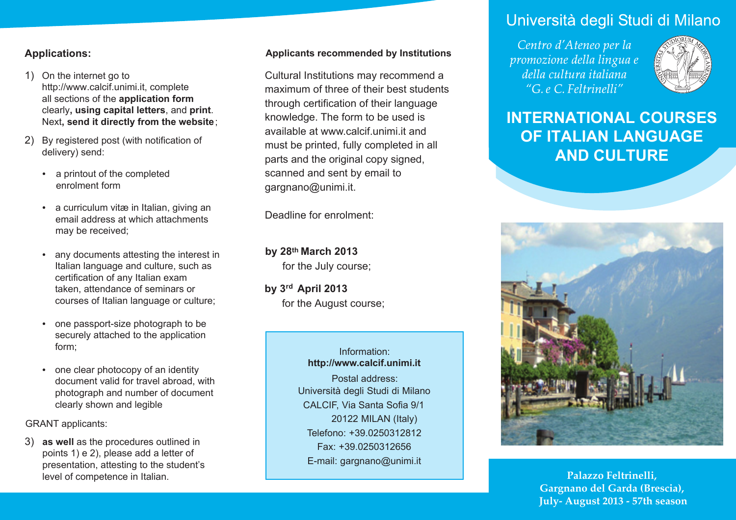## Applications:

1) On the internet go to http://www.calcif.unimi.it, complete all sections of the **application form** clearly**, using capital letters**, and **print**. Next**, send it directly from the website**;

2) By registered post (with notification of delivery) send:

   - a printout of the completed enrolment form
   - a curriculum vitæ in Italian, giving an email address at which attachments may be received;
   - any documents attesting the interest in Italian language and culture, such as certification of any Italian exam taken, attendance of seminars or courses of Italian language or culture;
   - one passport-size photograph to be securely attached to the application form;
   - one clear photocopy of an identity document valid for travel abroad, with photograph and number of document clearly shown and legible

GRANT applicants:

3) **as well** as the procedures outlined in points 1) e 2), please add a letter of presentation, attesting to the student's level of competence in Italian.

### Applicants recommended by Institutions

Cultural Institutions may recommend a maximum of three of their best students through certification of their language knowledge. The form to be used is available at www.calcif.unimi.it and must be printed, fully completed in all parts and the original copy signed, scanned and sent by email to gargnano@unimi.it.

Deadline for enrolment:

**by 28th March 2013**
for the July course;

**by 3rd April 2013**
for the August course;

Information:
**http://www.calcif.unimi.it**
Postal address:
Università degli Studi di Milano
CALCIF, Via Santa Sofia 9/1
20122 MILAN (Italy)
Telefono: +39.0250312812
Fax: +39.0250312656
E-mail: gargnano@unimi.it

# Università degli Studi di Milano

*Centro d'Ateneo per la promozione della lingua e della cultura italiana "G. e C. Feltrinelli"*

# INTERNATIONAL COURSES OF ITALIAN LANGUAGE AND CULTURE

**Palazzo Feltrinelli,**
**Gargnano del Garda (Brescia),**
**July- August 2013 - 57th season**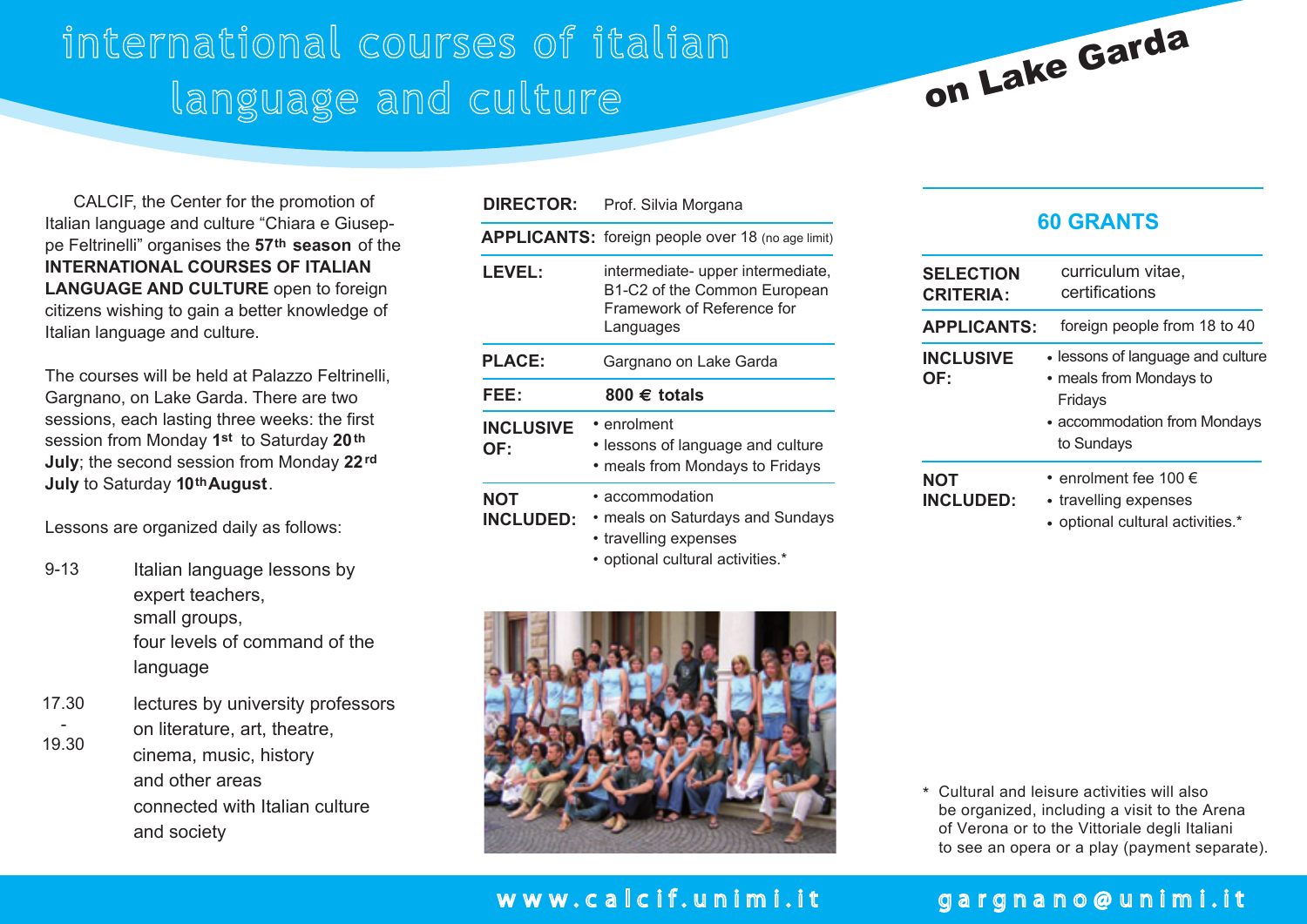# international courses of italian language and culture

## on Lake Garda

CALCIF, the Center for the promotion of Italian language and culture "Chiara e Giuseppe Feltrinelli" organises the **57th season** of the **INTERNATIONAL COURSES OF ITALIAN LANGUAGE AND CULTURE** open to foreign citizens wishing to gain a better knowledge of Italian language and culture.

The courses will be held at Palazzo Feltrinelli, Gargnano, on Lake Garda. There are two sessions, each lasting three weeks: the first session from Monday **1st** to Saturday **20th July**; the second session from Monday **22rd July** to Saturday **10th August**.

Lessons are organized daily as follows:

| | |
|---|---|
| 9-13 | Italian language lessons by expert teachers, small groups, four levels of command of the language |
| 17.30 - 19.30 | lectures by university professors on literature, art, theatre, cinema, music, history and other areas connected with Italian culture and society |

| | |
|---|---|
| **DIRECTOR:** | Prof. Silvia Morgana |
| **APPLICANTS:** | foreign people over 18 (no age limit) |
| **LEVEL:** | intermediate- upper intermediate, B1-C2 of the Common European Framework of Reference for Languages |
| **PLACE:** | Gargnano on Lake Garda |
| **FEE:** | **800 € totals** |
| **INCLUSIVE OF:** | • enrolment<br>• lessons of language and culture<br>• meals from Mondays to Fridays |
| **NOT INCLUDED:** | • accommodation<br>• meals on Saturdays and Sundays<br>• travelling expenses<br>• optional cultural activities.* |

## 60 GRANTS

| | |
|---|---|
| **SELECTION CRITERIA:** | curriculum vitae, certifications |
| **APPLICANTS:** | foreign people from 18 to 40 |
| **INCLUSIVE OF:** | • lessons of language and culture<br>• meals from Mondays to Fridays<br>• accommodation from Mondays to Sundays |
| **NOT INCLUDED:** | • enrolment fee 100 €<br>• travelling expenses<br>• optional cultural activities.* |

* Cultural and leisure activities will also be organized, including a visit to the Arena of Verona or to the Vittoriale degli Italiani to see an opera or a play (payment separate).

www.calcif.unimi.it gargnano@unimi.it